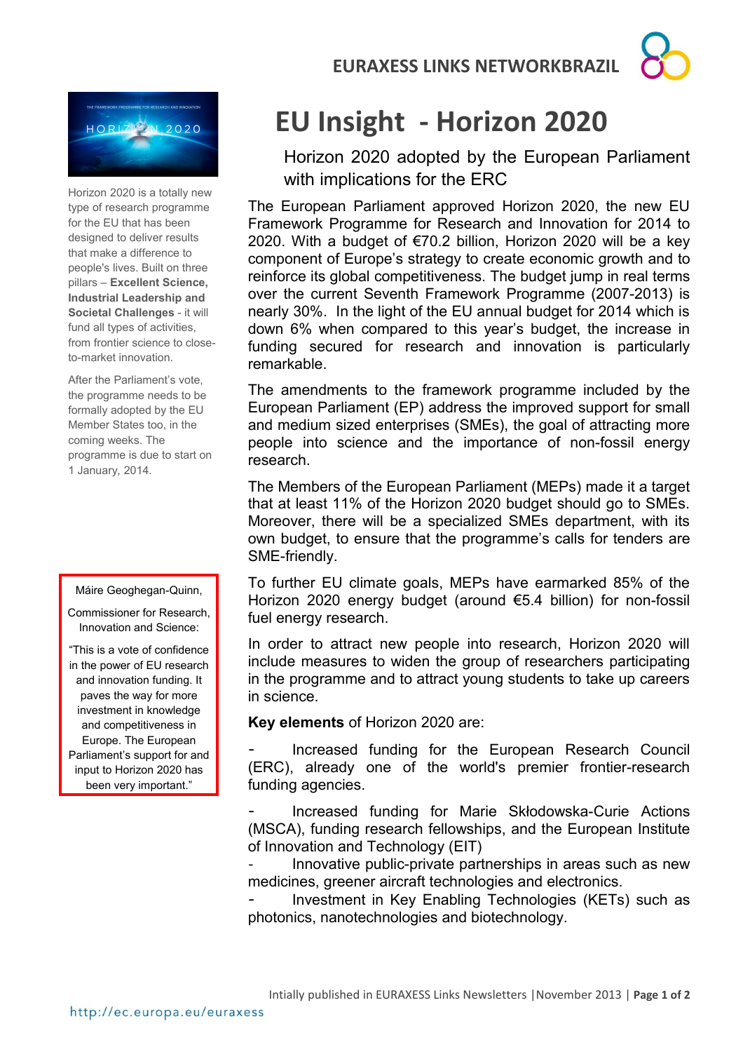# EU Insight - Horizon 2020

## Horizon 2020 adopted by the European Parliament with implications for the ERC

The European Parliament approved Horizon 2020, the new EU Framework Programme for Research and Innovation for 2014 to 2020. With a budget of €70.2 billion, Horizon 2020 will be a key component of Europe's strategy to create economic growth and to reinforce its global competitiveness. The budget jump in real terms over the current Seventh Framework Programme (2007-2013) is nearly 30%. In the light of the EU annual budget for 2014 which is down 6% when compared to this year's budget, the increase in funding secured for research and innovation is particularly remarkable.

The amendments to the framework programme included by the European Parliament (EP) address the improved support for small and medium sized enterprises (SMEs), the goal of attracting more people into science and the importance of non-fossil energy research.

The Members of the European Parliament (MEPs) made it a target that at least 11% of the Horizon 2020 budget should go to SMEs. Moreover, there will be a specialized SMEs department, with its own budget, to ensure that the programme's calls for tenders are SME-friendly.

To further EU climate goals, MEPs have earmarked 85% of the Horizon 2020 energy budget (around €5.4 billion) for non-fossil fuel energy research.

In order to attract new people into research, Horizon 2020 will include measures to widen the group of researchers participating in the programme and to attract young students to take up careers in science.

**Key elements** of Horizon 2020 are:

- Increased funding for the European Research Council (ERC), already one of the world's premier frontier-research funding agencies.
- Increased funding for Marie Skłodowska-Curie Actions (MSCA), funding research fellowships, and the European Institute of Innovation and Technology (EIT)
- Innovative public-private partnerships in areas such as new medicines, greener aircraft technologies and electronics.
- Investment in Key Enabling Technologies (KETs) such as photonics, nanotechnologies and biotechnology.

Horizon 2020 is a totally new type of research programme for the EU that has been designed to deliver results that make a difference to people's lives. Built on three pillars – **Excellent Science, Industrial Leadership and Societal Challenges** - it will fund all types of activities, from frontier science to close-to-market innovation.

After the Parliament's vote, the programme needs to be formally adopted by the EU Member States too, in the coming weeks. The programme is due to start on 1 January, 2014.

> Máire Geoghegan-Quinn,
>
> Commissioner for Research, Innovation and Science:
>
> "This is a vote of confidence in the power of EU research and innovation funding. It paves the way for more investment in knowledge and competitiveness in Europe. The European Parliament's support for and input to Horizon 2020 has been very important."

Intially published in EURAXESS Links Newsletters | November 2013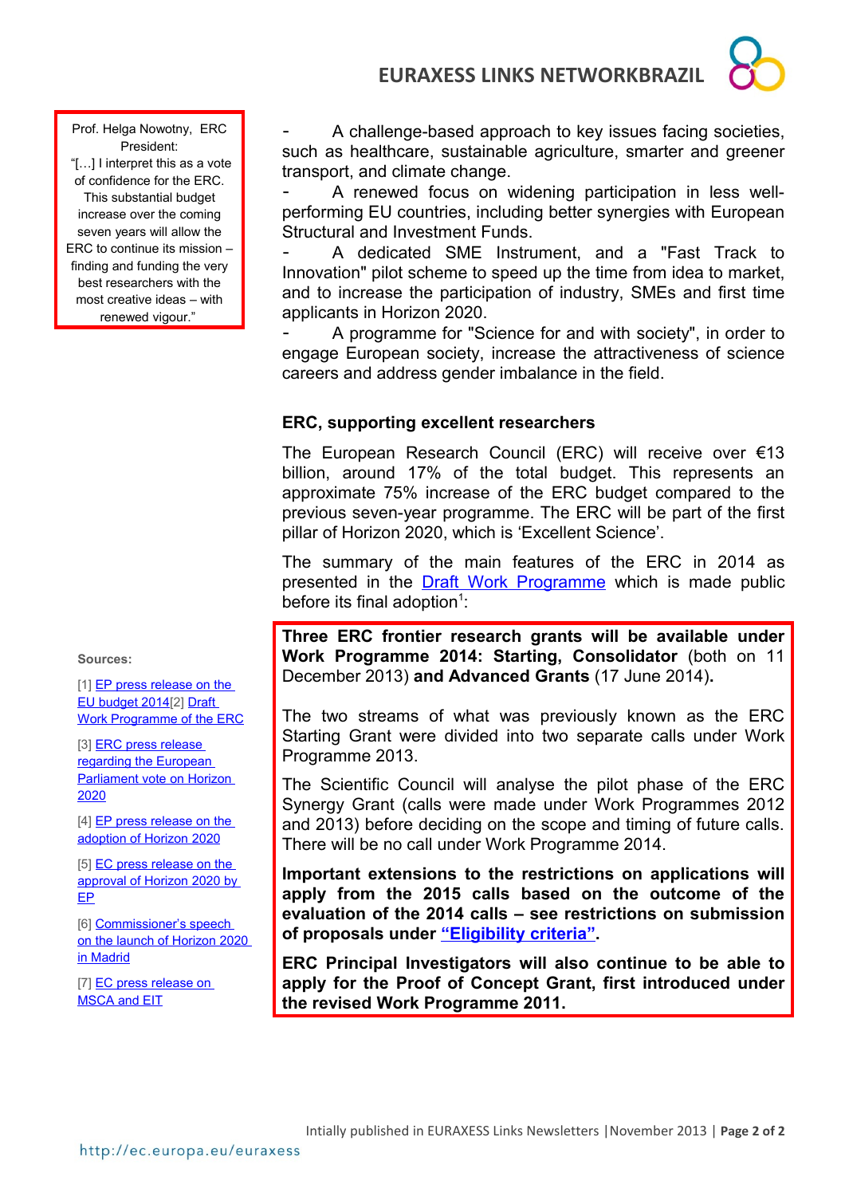Prof. Helga Nowotny, ERC President:
"[…] I interpret this as a vote of confidence for the ERC. This substantial budget increase over the coming seven years will allow the ERC to continue its mission – finding and funding the very best researchers with the most creative ideas – with renewed vigour."

- A challenge-based approach to key issues facing societies, such as healthcare, sustainable agriculture, smarter and greener transport, and climate change.
- A renewed focus on widening participation in less well-performing EU countries, including better synergies with European Structural and Investment Funds.
- A dedicated SME Instrument, and a "Fast Track to Innovation" pilot scheme to speed up the time from idea to market, and to increase the participation of industry, SMEs and first time applicants in Horizon 2020.
- A programme for "Science for and with society", in order to engage European society, increase the attractiveness of science careers and address gender imbalance in the field.

### ERC, supporting excellent researchers

The European Research Council (ERC) will receive over €13 billion, around 17% of the total budget. This represents an approximate 75% increase of the ERC budget compared to the previous seven-year programme. The ERC will be part of the first pillar of Horizon 2020, which is 'Excellent Science'.

The summary of the main features of the ERC in 2014 as presented in the Draft Work Programme which is made public before its final adoption[1]:

**Three ERC frontier research grants will be available under Work Programme 2014: Starting, Consolidator** (both on 11 December 2013) **and Advanced Grants** (17 June 2014)**.**

The two streams of what was previously known as the ERC Starting Grant were divided into two separate calls under Work Programme 2013.

The Scientific Council will analyse the pilot phase of the ERC Synergy Grant (calls were made under Work Programmes 2012 and 2013) before deciding on the scope and timing of future calls. There will be no call under Work Programme 2014.

**Important extensions to the restrictions on applications will apply from the 2015 calls based on the outcome of the evaluation of the 2014 calls – see restrictions on submission of proposals under "Eligibility criteria".**

**ERC Principal Investigators will also continue to be able to apply for the Proof of Concept Grant, first introduced under the revised Work Programme 2011.**

**Sources:**

[1] EP press release on the EU budget 2014[2] Draft Work Programme of the ERC

[3] ERC press release regarding the European Parliament vote on Horizon 2020

[4] EP press release on the adoption of Horizon 2020

[5] EC press release on the approval of Horizon 2020 by EP

[6] Commissioner's speech on the launch of Horizon 2020 in Madrid

[7] EC press release on MSCA and EIT

Intially published in EURAXESS Links Newsletters |November 2013

http://ec.europa.eu/euraxess